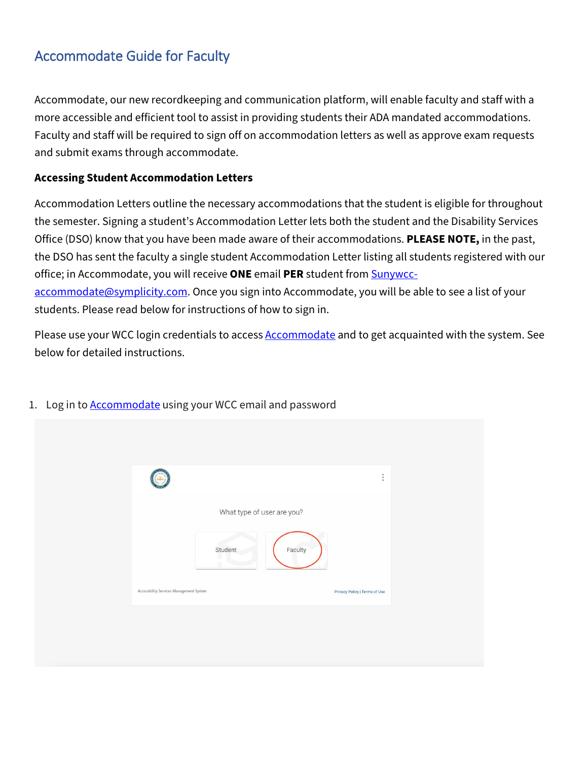# Accommodate Guide for Faculty

Accommodate, our new recordkeeping and communication platform, will enable faculty and staff with a more accessible and efficient tool to assist in providing students their ADA mandated accommodations. Faculty and staff will be required to sign off on accommodation letters as well as approve exam requests and submit exams through accommodate.

**Accessing Student Accommodation Letters**

Accommodation Letters outline the necessary accommodations that the student is eligible for throughout the semester. Signing a student's Accommodation Letter lets both the student and the Disability Services Office (DSO) know that you have been made aware of their accommodations. **PLEASE NOTE,** in the past, the DSO has sent the faculty a single student Accommodation Letter listing all students registered with our office; in Accommodate, you will receive **ONE** email **PER** student from Sunywcc-accommodate@symplicity.com. Once you sign into Accommodate, you will be able to see a list of your students. Please read below for instructions of how to sign in.

Please use your WCC login credentials to access Accommodate and to get acquainted with the system. See below for detailed instructions.

1. Log in to Accommodate using your WCC email and password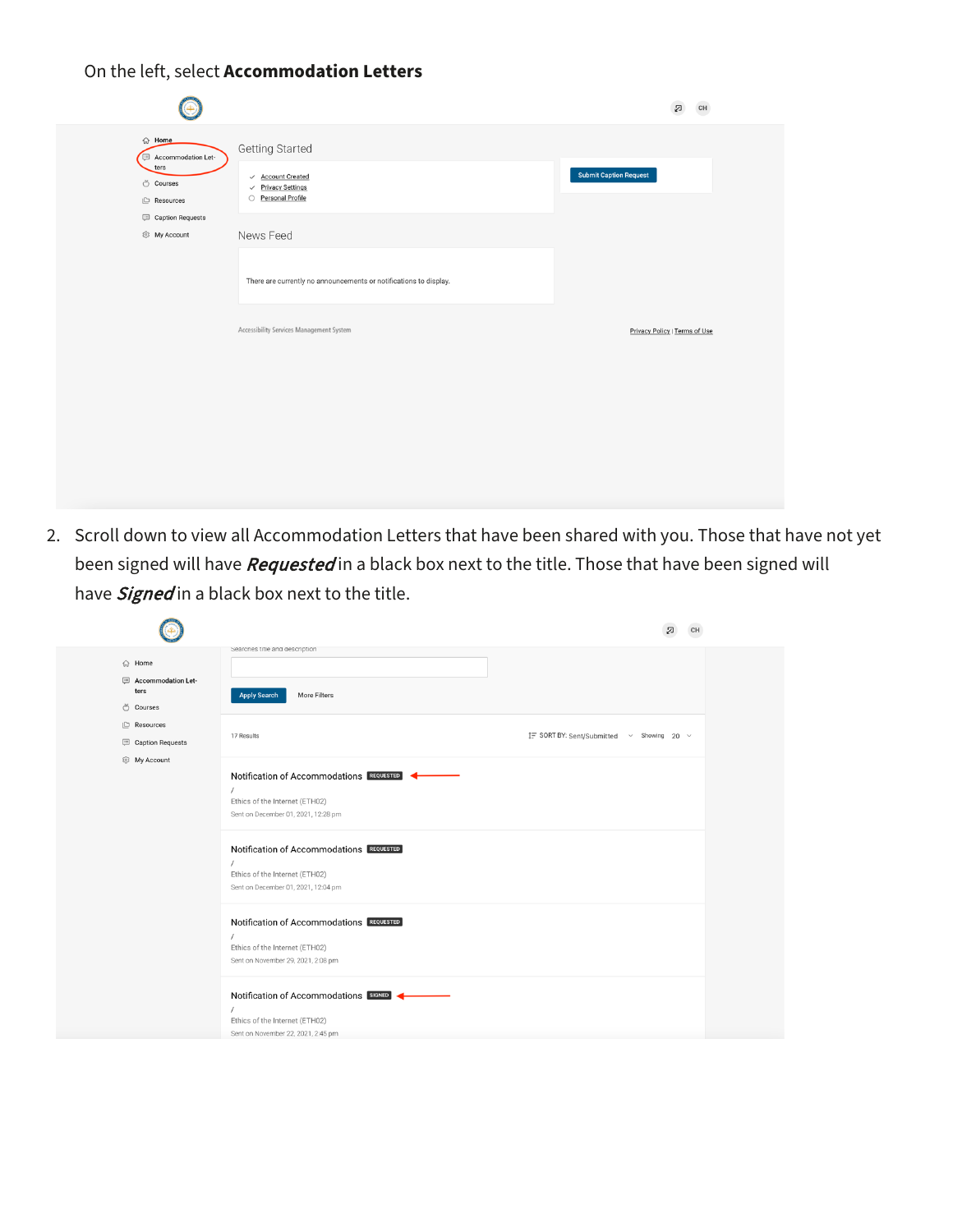On the left, select **Accommodation Letters**

2. Scroll down to view all Accommodation Letters that have been shared with you. Those that have not yet been signed will have ***Requested*** in a black box next to the title. Those that have been signed will have ***Signed*** in a black box next to the title.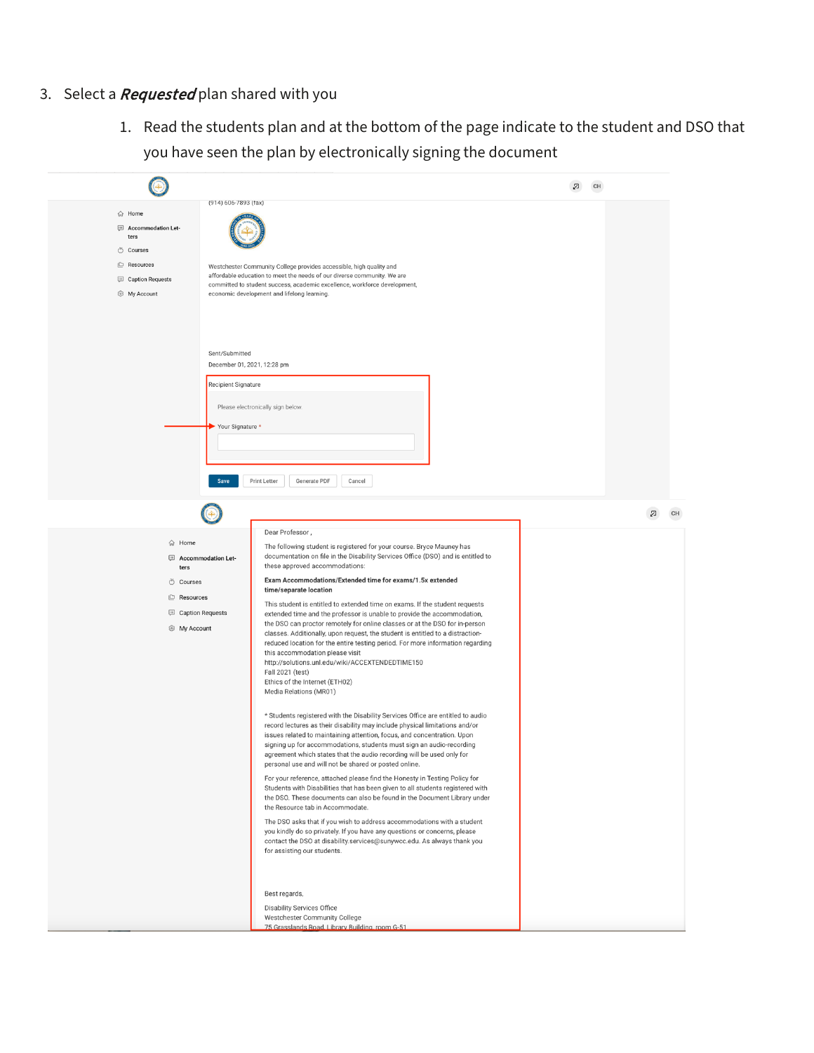3. Select a ***Requested*** plan shared with you

    1. Read the students plan and at the bottom of the page indicate to the student and DSO that you have seen the plan by electronically signing the document

Home
Accommodation Letters
Courses
Resources
Caption Requests
My Account

(914) 606-7893 (fax)

Westchester Community College provides accessible, high quality and affordable education to meet the needs of our diverse community. We are committed to student success, academic excellence, workforce development, economic development and lifelong learning.

Sent/Submitted

December 01, 2021, 12:28 pm

Recipient Signature

Please electronically sign below

Your Signature *

Save | Print Letter | Generate PDF | Cancel

Home
Accommodation Letters
Courses
Resources
Caption Requests
My Account

Dear Professor ,

The following student is registered for your course. Bryce Mauney has documentation on file in the Disability Services Office (DSO) and is entitled to these approved accommodations:

**Exam Accommodations/Extended time for exams/1.5x extended time/separate location**

This student is entitled to extended time on exams. If the student requests extended time and the professor is unable to provide the accommodation, the DSO can proctor remotely for online classes or at the DSO for in-person classes. Additionally, upon request, the student is entitled to a distraction-reduced location for the entire testing period. For more information regarding this accommodation please visit http://solutions.unl.edu/wiki/ACCEXTENDEDTIME150
Fall 2021 (test)
Ethics of the Internet (ETH02)
Media Relations (MR01)

* Students registered with the Disability Services Office are entitled to audio record lectures as their disability may include physical limitations and/or issues related to maintaining attention, focus, and concentration. Upon signing up for accommodations, students must sign an audio-recording agreement which states that the audio recording will be used only for personal use and will not be shared or posted online.

For your reference, attached please find the Honesty in Testing Policy for Students with Disabilities that has been given to all students registered with the DSO. These documents can also be found in the Document Library under the Resource tab in Accommodate.

The DSO asks that if you wish to address accommodations with a student you kindly do so privately. If you have any questions or concerns, please contact the DSO at disability.services@sunywcc.edu. As always thank you for assisting our students.

Best regards,

Disability Services Office
Westchester Community College
75 Grasslands Road, Library Building, room G-51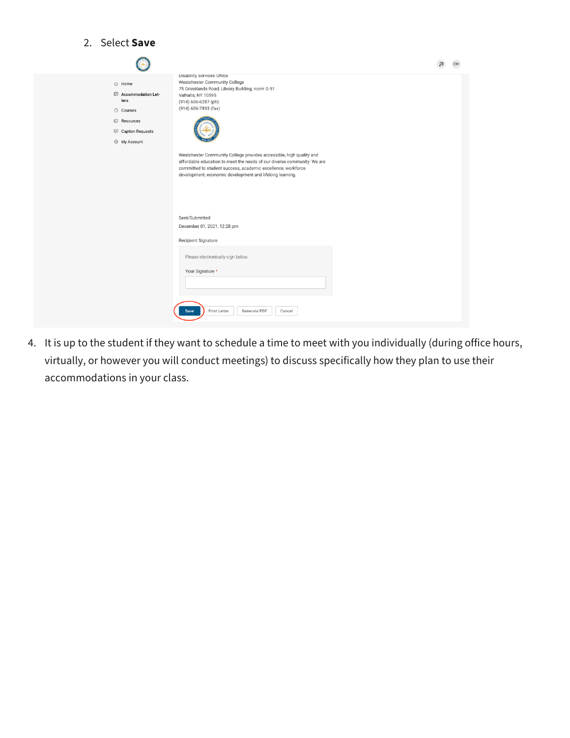2. Select **Save**

Home
Accommodation Letters
Courses
Resources
Caption Requests
My Account

Disability Services Office
Westchester Community College
75 Grasslands Road, Library Building, room G-51
Valhalla, NY 10595
(914) 606-6287 (ph)
(914) 606-7893 (fax)

Westchester Community College provides accessible, high quality and affordable education to meet the needs of our diverse community. We are committed to student success, academic excellence, workforce development, economic development and lifelong learning.

Sent/Submitted
December 01, 2021, 12:28 pm

Recipient Signature

Please electronically sign below.

Your Signature *

Save | Print Letter | Generate PDF | Cancel

4. It is up to the student if they want to schedule a time to meet with you individually (during office hours, virtually, or however you will conduct meetings) to discuss specifically how they plan to use their accommodations in your class.